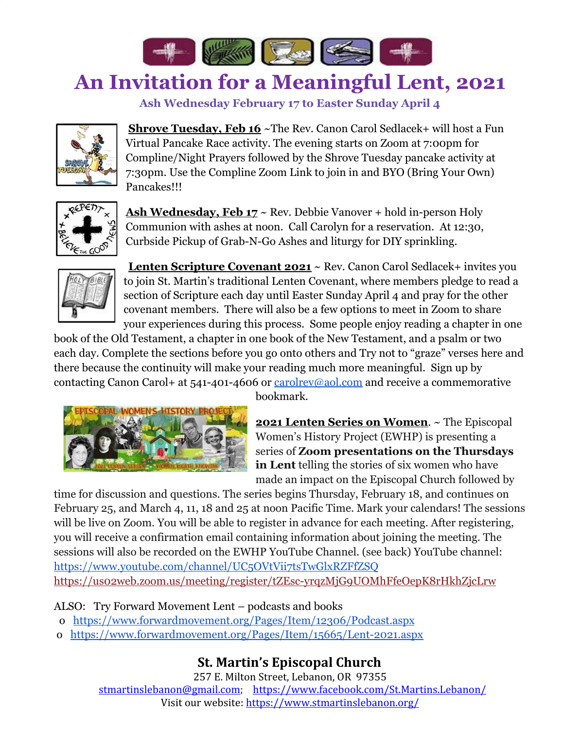# An Invitation for a Meaningful Lent, 2021

### Ash Wednesday February 17 to Easter Sunday April 4

**Shrove Tuesday, Feb 16** ~The Rev. Canon Carol Sedlacek+ will host a Fun Virtual Pancake Race activity. The evening starts on Zoom at 7:00pm for Compline/Night Prayers followed by the Shrove Tuesday pancake activity at 7:30pm. Use the Compline Zoom Link to join in and BYO (Bring Your Own) Pancakes!!!

**Ash Wednesday, Feb 17** ~ Rev. Debbie Vanover + hold in-person Holy Communion with ashes at noon. Call Carolyn for a reservation. At 12:30, Curbside Pickup of Grab-N-Go Ashes and liturgy for DIY sprinkling.

**Lenten Scripture Covenant 2021** ~ Rev. Canon Carol Sedlacek+ invites you to join St. Martin's traditional Lenten Covenant, where members pledge to read a section of Scripture each day until Easter Sunday April 4 and pray for the other covenant members. There will also be a few options to meet in Zoom to share your experiences during this process. Some people enjoy reading a chapter in one book of the Old Testament, a chapter in one book of the New Testament, and a psalm or two each day. Complete the sections before you go onto others and Try not to "graze" verses here and there because the continuity will make your reading much more meaningful. Sign up by contacting Canon Carol+ at 541-401-4606 or carolrev@aol.com and receive a commemorative bookmark.

**2021 Lenten Series on Women**. ~ The Episcopal Women's History Project (EWHP) is presenting a series of **Zoom presentations on the Thursdays in Lent** telling the stories of six women who have made an impact on the Episcopal Church followed by time for discussion and questions. The series begins Thursday, February 18, and continues on February 25, and March 4, 11, 18 and 25 at noon Pacific Time. Mark your calendars! The sessions will be live on Zoom. You will be able to register in advance for each meeting. After registering, you will receive a confirmation email containing information about joining the meeting. The sessions will also be recorded on the EWHP YouTube Channel. (see back) YouTube channel: https://www.youtube.com/channel/UC5OVtVii7tsTwGlxRZFfZSQ
https://us02web.zoom.us/meeting/register/tZEsc-yrqzMjG9UOMhFfeOepK8rHkhZjcLrw

ALSO: Try Forward Movement Lent – podcasts and books

- https://www.forwardmovement.org/Pages/Item/12306/Podcast.aspx
- https://www.forwardmovement.org/Pages/Item/15665/Lent-2021.aspx

**St. Martin's Episcopal Church**
257 E. Milton Street, Lebanon, OR 97355
stmartinslebanon@gmail.com; https://www.facebook.com/St.Martins.Lebanon/
Visit our website: https://www.stmartinslebanon.org/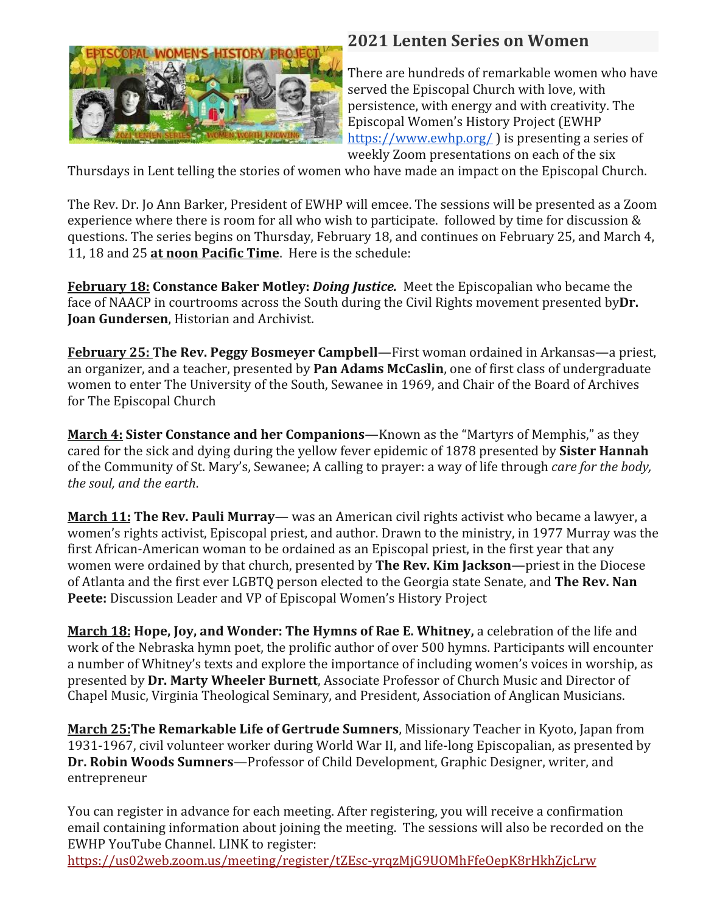## 2021 Lenten Series on Women

There are hundreds of remarkable women who have served the Episcopal Church with love, with persistence, with energy and with creativity. The Episcopal Women's History Project (EWHP https://www.ewhp.org/ ) is presenting a series of weekly Zoom presentations on each of the six Thursdays in Lent telling the stories of women who have made an impact on the Episcopal Church.

The Rev. Dr. Jo Ann Barker, President of EWHP will emcee. The sessions will be presented as a Zoom experience where there is room for all who wish to participate. followed by time for discussion & questions. The series begins on Thursday, February 18, and continues on February 25, and March 4, 11, 18 and 25 **at noon Pacific Time**. Here is the schedule:

**February 18: Constance Baker Motley:** ***Doing Justice.*** Meet the Episcopalian who became the face of NAACP in courtrooms across the South during the Civil Rights movement presented by**Dr. Joan Gundersen**, Historian and Archivist.

**February 25: The Rev. Peggy Bosmeyer Campbell**—First woman ordained in Arkansas—a priest, an organizer, and a teacher, presented by **Pan Adams McCaslin**, one of first class of undergraduate women to enter The University of the South, Sewanee in 1969, and Chair of the Board of Archives for The Episcopal Church

**March 4: Sister Constance and her Companions**—Known as the "Martyrs of Memphis," as they cared for the sick and dying during the yellow fever epidemic of 1878 presented by **Sister Hannah** of the Community of St. Mary's, Sewanee; A calling to prayer: a way of life through *care for the body, the soul, and the earth*.

**March 11: The Rev. Pauli Murray**— was an American civil rights activist who became a lawyer, a women's rights activist, Episcopal priest, and author. Drawn to the ministry, in 1977 Murray was the first African-American woman to be ordained as an Episcopal priest, in the first year that any women were ordained by that church, presented by **The Rev. Kim Jackson**—priest in the Diocese of Atlanta and the first ever LGBTQ person elected to the Georgia state Senate, and **The Rev. Nan Peete:** Discussion Leader and VP of Episcopal Women's History Project

**March 18: Hope, Joy, and Wonder: The Hymns of Rae E. Whitney,** a celebration of the life and work of the Nebraska hymn poet, the prolific author of over 500 hymns. Participants will encounter a number of Whitney's texts and explore the importance of including women's voices in worship, as presented by **Dr. Marty Wheeler Burnett**, Associate Professor of Church Music and Director of Chapel Music, Virginia Theological Seminary, and President, Association of Anglican Musicians.

**March 25:The Remarkable Life of Gertrude Sumners**, Missionary Teacher in Kyoto, Japan from 1931-1967, civil volunteer worker during World War II, and life-long Episcopalian, as presented by **Dr. Robin Woods Sumners**—Professor of Child Development, Graphic Designer, writer, and entrepreneur

You can register in advance for each meeting. After registering, you will receive a confirmation email containing information about joining the meeting. The sessions will also be recorded on the EWHP YouTube Channel. LINK to register:
https://us02web.zoom.us/meeting/register/tZEsc-yrqzMjG9UOMhFfeOepK8rHkhZjcLrw